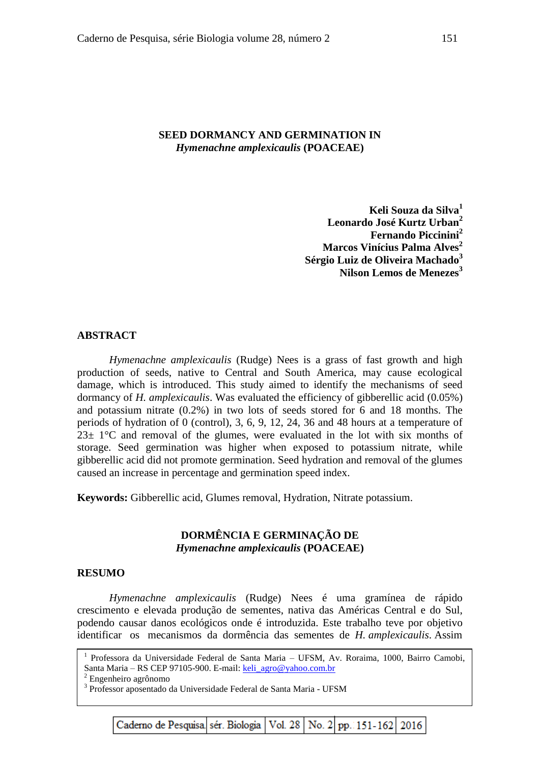# SEED DORMANCY AND GERMINATION IN *Hymenachne amplexicaulis* (POACEAE)

**Keli Souza da Silva[1]**
**Leonardo José Kurtz Urban[2]**
**Fernando Piccinini[2]**
**Marcos Vinícius Palma Alves[2]**
**Sérgio Luiz de Oliveira Machado[3]**
**Nilson Lemos de Menezes[3]**

## ABSTRACT

*Hymenachne amplexicaulis* (Rudge) Nees is a grass of fast growth and high production of seeds, native to Central and South America, may cause ecological damage, which is introduced. This study aimed to identify the mechanisms of seed dormancy of *H. amplexicaulis*. Was evaluated the efficiency of gibberellic acid (0.05%) and potassium nitrate (0.2%) in two lots of seeds stored for 6 and 18 months. The periods of hydration of 0 (control), 3, 6, 9, 12, 24, 36 and 48 hours at a temperature of 23± 1°C and removal of the glumes, were evaluated in the lot with six months of storage. Seed germination was higher when exposed to potassium nitrate, while gibberellic acid did not promote germination. Seed hydration and removal of the glumes caused an increase in percentage and germination speed index.

**Keywords:** Gibberellic acid, Glumes removal, Hydration, Nitrate potassium.

# DORMÊNCIA E GERMINAÇÃO DE *Hymenachne amplexicaulis* (POACEAE)

## RESUMO

*Hymenachne amplexicaulis* (Rudge) Nees é uma gramínea de rápido crescimento e elevada produção de sementes, nativa das Américas Central e do Sul, podendo causar danos ecológicos onde é introduzida. Este trabalho teve por objetivo identificar os mecanismos da dormência das sementes de *H. amplexicaulis*. Assim

---

[1] Professora da Universidade Federal de Santa Maria – UFSM, Av. Roraima, 1000, Bairro Camobi, Santa Maria – RS CEP 97105-900. E-mail: keli_agro@yahoo.com.br
[2] Engenheiro agrônomo
[3] Professor aposentado da Universidade Federal de Santa Maria - UFSM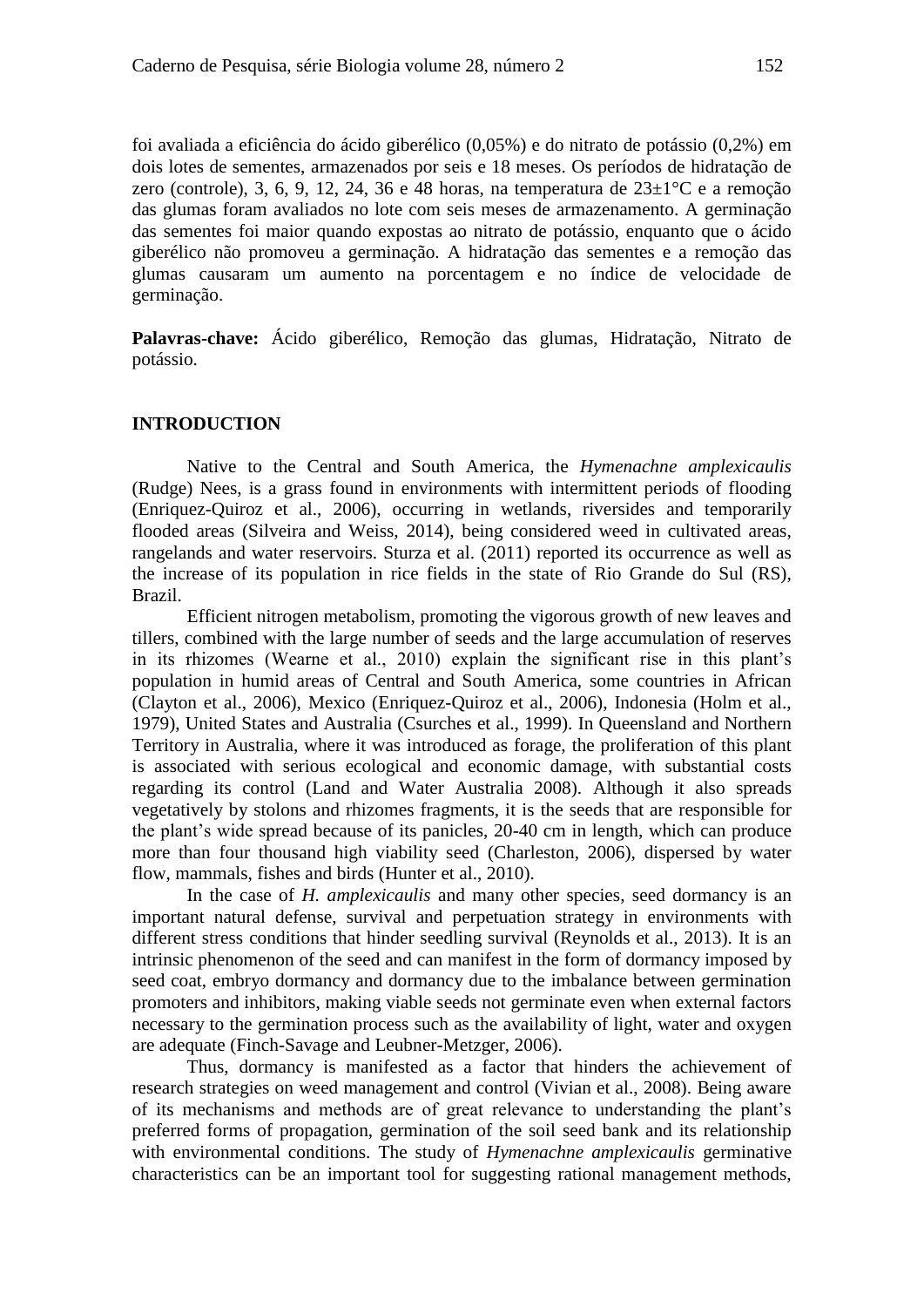foi avaliada a eficiência do ácido giberélico (0,05%) e do nitrato de potássio (0,2%) em dois lotes de sementes, armazenados por seis e 18 meses. Os períodos de hidratação de zero (controle), 3, 6, 9, 12, 24, 36 e 48 horas, na temperatura de 23±1°C e a remoção das glumas foram avaliados no lote com seis meses de armazenamento. A germinação das sementes foi maior quando expostas ao nitrato de potássio, enquanto que o ácido giberélico não promoveu a germinação. A hidratação das sementes e a remoção das glumas causaram um aumento na porcentagem e no índice de velocidade de germinação.

**Palavras-chave:** Ácido giberélico, Remoção das glumas, Hidratação, Nitrato de potássio.

## INTRODUCTION

Native to the Central and South America, the *Hymenachne amplexicaulis* (Rudge) Nees, is a grass found in environments with intermittent periods of flooding (Enriquez-Quiroz et al., 2006), occurring in wetlands, riversides and temporarily flooded areas (Silveira and Weiss, 2014), being considered weed in cultivated areas, rangelands and water reservoirs. Sturza et al. (2011) reported its occurrence as well as the increase of its population in rice fields in the state of Rio Grande do Sul (RS), Brazil.

Efficient nitrogen metabolism, promoting the vigorous growth of new leaves and tillers, combined with the large number of seeds and the large accumulation of reserves in its rhizomes (Wearne et al., 2010) explain the significant rise in this plant's population in humid areas of Central and South America, some countries in African (Clayton et al., 2006), Mexico (Enriquez-Quiroz et al., 2006), Indonesia (Holm et al., 1979), United States and Australia (Csurches et al., 1999). In Queensland and Northern Territory in Australia, where it was introduced as forage, the proliferation of this plant is associated with serious ecological and economic damage, with substantial costs regarding its control (Land and Water Australia 2008). Although it also spreads vegetatively by stolons and rhizomes fragments, it is the seeds that are responsible for the plant's wide spread because of its panicles, 20-40 cm in length, which can produce more than four thousand high viability seed (Charleston, 2006), dispersed by water flow, mammals, fishes and birds (Hunter et al., 2010).

In the case of *H. amplexicaulis* and many other species, seed dormancy is an important natural defense, survival and perpetuation strategy in environments with different stress conditions that hinder seedling survival (Reynolds et al., 2013). It is an intrinsic phenomenon of the seed and can manifest in the form of dormancy imposed by seed coat, embryo dormancy and dormancy due to the imbalance between germination promoters and inhibitors, making viable seeds not germinate even when external factors necessary to the germination process such as the availability of light, water and oxygen are adequate (Finch-Savage and Leubner-Metzger, 2006).

Thus, dormancy is manifested as a factor that hinders the achievement of research strategies on weed management and control (Vivian et al., 2008). Being aware of its mechanisms and methods are of great relevance to understanding the plant's preferred forms of propagation, germination of the soil seed bank and its relationship with environmental conditions. The study of *Hymenachne amplexicaulis* germinative characteristics can be an important tool for suggesting rational management methods,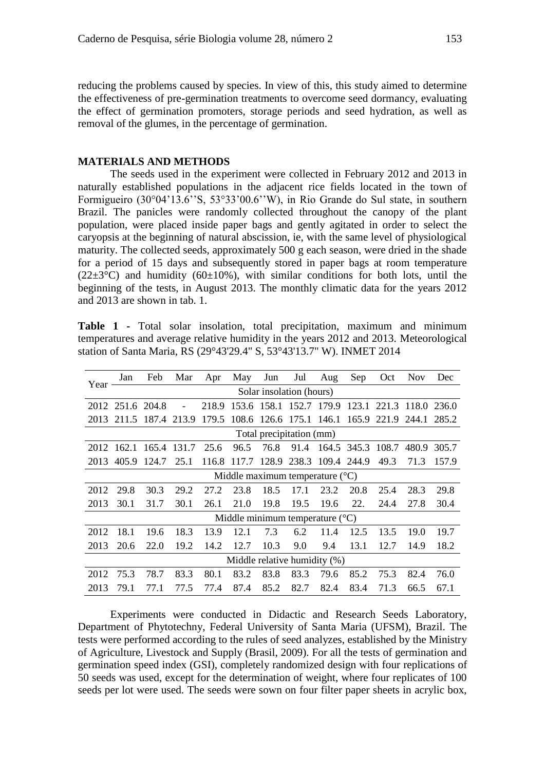reducing the problems caused by species. In view of this, this study aimed to determine the effectiveness of pre-germination treatments to overcome seed dormancy, evaluating the effect of germination promoters, storage periods and seed hydration, as well as removal of the glumes, in the percentage of germination.

## MATERIALS AND METHODS

The seeds used in the experiment were collected in February 2012 and 2013 in naturally established populations in the adjacent rice fields located in the town of Formigueiro (30°04'13.6''S, 53°33'00.6''W), in Rio Grande do Sul state, in southern Brazil. The panicles were randomly collected throughout the canopy of the plant population, were placed inside paper bags and gently agitated in order to select the caryopsis at the beginning of natural abscission, ie, with the same level of physiological maturity. The collected seeds, approximately 500 g each season, were dried in the shade for a period of 15 days and subsequently stored in paper bags at room temperature (22±3°C) and humidity (60±10%), with similar conditions for both lots, until the beginning of the tests, in August 2013. The monthly climatic data for the years 2012 and 2013 are shown in tab. 1.

**Table 1 -** Total solar insolation, total precipitation, maximum and minimum temperatures and average relative humidity in the years 2012 and 2013. Meteorological station of Santa Maria, RS (29°43'29.4" S, 53°43'13.7" W). INMET 2014

| Year | Jan | Feb | Mar | Apr | May | Jun | Jul | Aug | Sep | Oct | Nov | Dec |
|---|---|---|---|---|---|---|---|---|---|---|---|---|
| | Solar insolation (hours) | | | | | | | | | | | |
| 2012 | 251.6 | 204.8 | - | 218.9 | 153.6 | 158.1 | 152.7 | 179.9 | 123.1 | 221.3 | 118.0 | 236.0 |
| 2013 | 211.5 | 187.4 | 213.9 | 179.5 | 108.6 | 126.6 | 175.1 | 146.1 | 165.9 | 221.9 | 244.1 | 285.2 |
| | Total precipitation (mm) | | | | | | | | | | | |
| 2012 | 162.1 | 165.4 | 131.7 | 25.6 | 96.5 | 76.8 | 91.4 | 164.5 | 345.3 | 108.7 | 480.9 | 305.7 |
| 2013 | 405.9 | 124.7 | 25.1 | 116.8 | 117.7 | 128.9 | 238.3 | 109.4 | 244.9 | 49.3 | 71.3 | 157.9 |
| | Middle maximum temperature (°C) | | | | | | | | | | | |
| 2012 | 29.8 | 30.3 | 29.2 | 27.2 | 23.8 | 18.5 | 17.1 | 23.2 | 20.8 | 25.4 | 28.3 | 29.8 |
| 2013 | 30.1 | 31.7 | 30.1 | 26.1 | 21.0 | 19.8 | 19.5 | 19.6 | 22. | 24.4 | 27.8 | 30.4 |
| | Middle minimum temperature (°C) | | | | | | | | | | | |
| 2012 | 18.1 | 19.6 | 18.3 | 13.9 | 12.1 | 7.3 | 6.2 | 11.4 | 12.5 | 13.5 | 19.0 | 19.7 |
| 2013 | 20.6 | 22.0 | 19.2 | 14.2 | 12.7 | 10.3 | 9.0 | 9.4 | 13.1 | 12.7 | 14.9 | 18.2 |
| | Middle relative humidity (%) | | | | | | | | | | | |
| 2012 | 75.3 | 78.7 | 83.3 | 80.1 | 83.2 | 83.8 | 83.3 | 79.6 | 85.2 | 75.3 | 82.4 | 76.0 |
| 2013 | 79.1 | 77.1 | 77.5 | 77.4 | 87.4 | 85.2 | 82.7 | 82.4 | 83.4 | 71.3 | 66.5 | 67.1 |

Experiments were conducted in Didactic and Research Seeds Laboratory, Department of Phytotechny, Federal University of Santa Maria (UFSM), Brazil. The tests were performed according to the rules of seed analyzes, established by the Ministry of Agriculture, Livestock and Supply (Brasil, 2009). For all the tests of germination and germination speed index (GSI), completely randomized design with four replications of 50 seeds was used, except for the determination of weight, where four replicates of 100 seeds per lot were used. The seeds were sown on four filter paper sheets in acrylic box,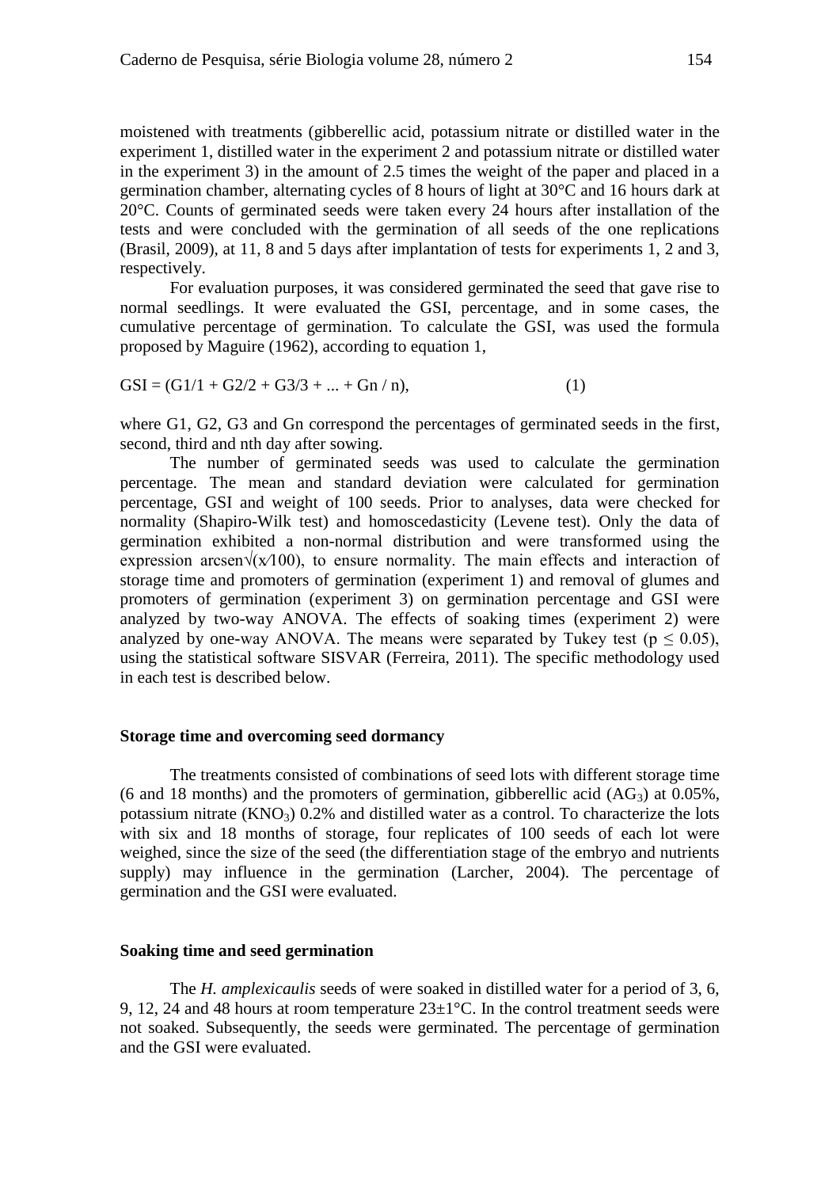moistened with treatments (gibberellic acid, potassium nitrate or distilled water in the experiment 1, distilled water in the experiment 2 and potassium nitrate or distilled water in the experiment 3) in the amount of 2.5 times the weight of the paper and placed in a germination chamber, alternating cycles of 8 hours of light at 30°C and 16 hours dark at 20°C. Counts of germinated seeds were taken every 24 hours after installation of the tests and were concluded with the germination of all seeds of the one replications (Brasil, 2009), at 11, 8 and 5 days after implantation of tests for experiments 1, 2 and 3, respectively.

For evaluation purposes, it was considered germinated the seed that gave rise to normal seedlings. It were evaluated the GSI, percentage, and in some cases, the cumulative percentage of germination. To calculate the GSI, was used the formula proposed by Maguire (1962), according to equation 1,

$$GSI = (G1/1 + G2/2 + G3/3 + ... + Gn / n), \quad (1)$$

where G1, G2, G3 and Gn correspond the percentages of germinated seeds in the first, second, third and nth day after sowing.

The number of germinated seeds was used to calculate the germination percentage. The mean and standard deviation were calculated for germination percentage, GSI and weight of 100 seeds. Prior to analyses, data were checked for normality (Shapiro-Wilk test) and homoscedasticity (Levene test). Only the data of germination exhibited a non-normal distribution and were transformed using the expression arcsen$\sqrt{(x/100)}$, to ensure normality. The main effects and interaction of storage time and promoters of germination (experiment 1) and removal of glumes and promoters of germination (experiment 3) on germination percentage and GSI were analyzed by two-way ANOVA. The effects of soaking times (experiment 2) were analyzed by one-way ANOVA. The means were separated by Tukey test ($p \leq 0.05$), using the statistical software SISVAR (Ferreira, 2011). The specific methodology used in each test is described below.

### Storage time and overcoming seed dormancy

The treatments consisted of combinations of seed lots with different storage time (6 and 18 months) and the promoters of germination, gibberellic acid ($AG_3$) at 0.05%, potassium nitrate ($KNO_3$) 0.2% and distilled water as a control. To characterize the lots with six and 18 months of storage, four replicates of 100 seeds of each lot were weighed, since the size of the seed (the differentiation stage of the embryo and nutrients supply) may influence in the germination (Larcher, 2004). The percentage of germination and the GSI were evaluated.

### Soaking time and seed germination

The *H. amplexicaulis* seeds of were soaked in distilled water for a period of 3, 6, 9, 12, 24 and 48 hours at room temperature 23±1°C. In the control treatment seeds were not soaked. Subsequently, the seeds were germinated. The percentage of germination and the GSI were evaluated.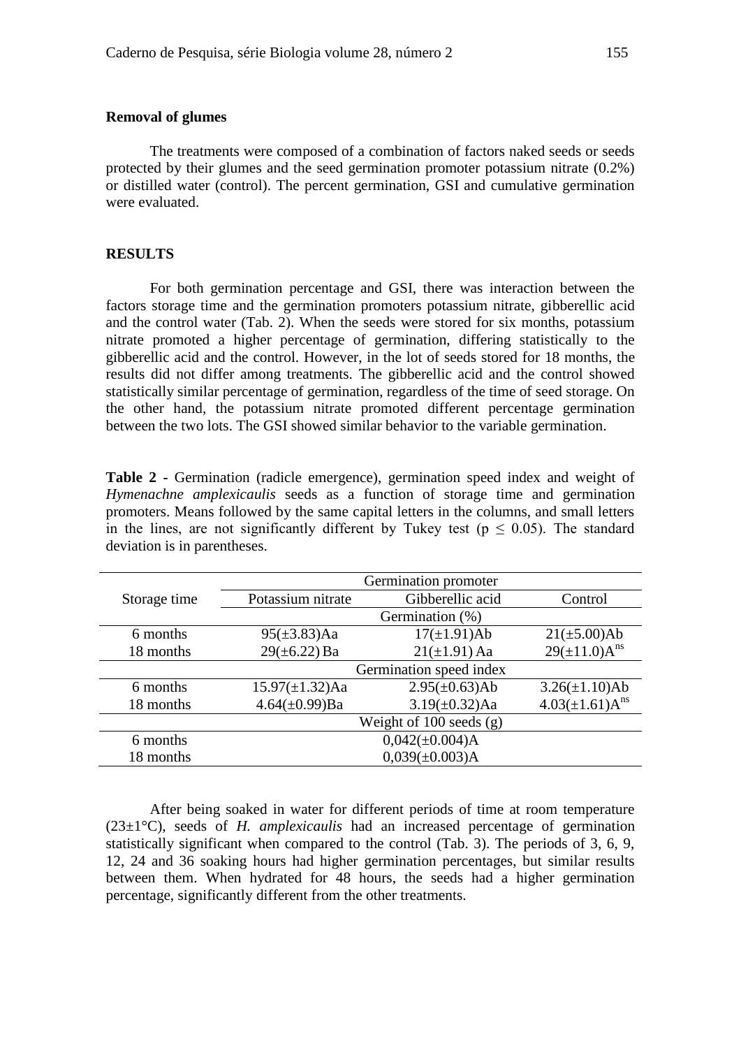**Removal of glumes**

The treatments were composed of a combination of factors naked seeds or seeds protected by their glumes and the seed germination promoter potassium nitrate (0.2%) or distilled water (control). The percent germination, GSI and cumulative germination were evaluated.

## RESULTS

For both germination percentage and GSI, there was interaction between the factors storage time and the germination promoters potassium nitrate, gibberellic acid and the control water (Tab. 2). When the seeds were stored for six months, potassium nitrate promoted a higher percentage of germination, differing statistically to the gibberellic acid and the control. However, in the lot of seeds stored for 18 months, the results did not differ among treatments. The gibberellic acid and the control showed statistically similar percentage of germination, regardless of the time of seed storage. On the other hand, the potassium nitrate promoted different percentage germination between the two lots. The GSI showed similar behavior to the variable germination.

**Table 2 -** Germination (radicle emergence), germination speed index and weight of *Hymenachne amplexicaulis* seeds as a function of storage time and germination promoters. Means followed by the same capital letters in the columns, and small letters in the lines, are not significantly different by Tukey test ($p \leq 0.05$). The standard deviation is in parentheses.

| Storage time | Germination promoter | | |
|---|---|---|---|
| | Potassium nitrate | Gibberellic acid | Control |
| | Germination (%) | | |
| 6 months | 95(±3.83)Aa | 17(±1.91)Ab | 21(±5.00)Ab |
| 18 months | 29(±6.22) Ba | 21(±1.91) Aa | 29(±11.0)$A^{ns}$ |
| | Germination speed index | | |
| 6 months | 15.97(±1.32)Aa | 2.95(±0.63)Ab | 3.26(±1.10)Ab |
| 18 months | 4.64(±0.99)Ba | 3.19(±0.32)Aa | 4.03(±1.61)$A^{ns}$ |
| | Weight of 100 seeds (g) | | |
| 6 months | | 0,042(±0.004)A | |
| 18 months | | 0,039(±0.003)A | |

After being soaked in water for different periods of time at room temperature (23±1°C), seeds of *H. amplexicaulis* had an increased percentage of germination statistically significant when compared to the control (Tab. 3). The periods of 3, 6, 9, 12, 24 and 36 soaking hours had higher germination percentages, but similar results between them. When hydrated for 48 hours, the seeds had a higher germination percentage, significantly different from the other treatments.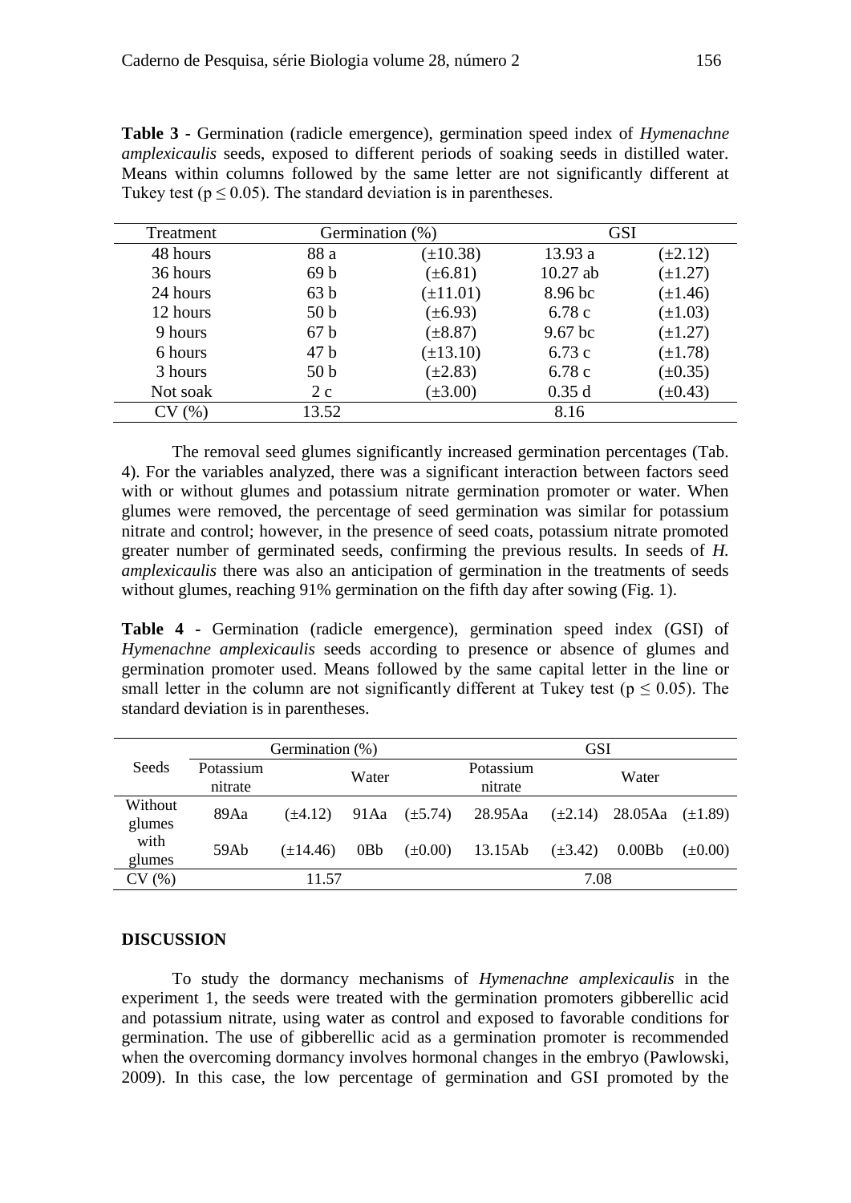**Table 3 -** Germination (radicle emergence), germination speed index of *Hymenachne amplexicaulis* seeds, exposed to different periods of soaking seeds in distilled water. Means within columns followed by the same letter are not significantly different at Tukey test ($p \leq 0.05$). The standard deviation is in parentheses.

| Treatment | Germination (%) | | GSI | |
|---|---|---|---|---|
| 48 hours | 88 a | (±10.38) | 13.93 a | (±2.12) |
| 36 hours | 69 b | (±6.81) | 10.27 ab | (±1.27) |
| 24 hours | 63 b | (±11.01) | 8.96 bc | (±1.46) |
| 12 hours | 50 b | (±6.93) | 6.78 c | (±1.03) |
| 9 hours | 67 b | (±8.87) | 9.67 bc | (±1.27) |
| 6 hours | 47 b | (±13.10) | 6.73 c | (±1.78) |
| 3 hours | 50 b | (±2.83) | 6.78 c | (±0.35) |
| Not soak | 2 c | (±3.00) | 0.35 d | (±0.43) |
| CV (%) | 13.52 | | 8.16 | |

The removal seed glumes significantly increased germination percentages (Tab. 4). For the variables analyzed, there was a significant interaction between factors seed with or without glumes and potassium nitrate germination promoter or water. When glumes were removed, the percentage of seed germination was similar for potassium nitrate and control; however, in the presence of seed coats, potassium nitrate promoted greater number of germinated seeds, confirming the previous results. In seeds of *H. amplexicaulis* there was also an anticipation of germination in the treatments of seeds without glumes, reaching 91% germination on the fifth day after sowing (Fig. 1).

**Table 4 -** Germination (radicle emergence), germination speed index (GSI) of *Hymenachne amplexicaulis* seeds according to presence or absence of glumes and germination promoter used. Means followed by the same capital letter in the line or small letter in the column are not significantly different at Tukey test ($p \leq 0.05$). The standard deviation is in parentheses.

| Seeds | Germination (%) | | | | GSI | | | |
|---|---|---|---|---|---|---|---|---|
| | Potassium nitrate | | Water | | Potassium nitrate | | Water | |
| Without glumes | 89Aa | (±4.12) | 91Aa | (±5.74) | 28.95Aa | (±2.14) | 28.05Aa | (±1.89) |
| with glumes | 59Ab | (±14.46) | 0Bb | (±0.00) | 13.15Ab | (±3.42) | 0.00Bb | (±0.00) |
| CV (%) | 11.57 | | | | 7.08 | | | |

## DISCUSSION

To study the dormancy mechanisms of *Hymenachne amplexicaulis* in the experiment 1, the seeds were treated with the germination promoters gibberellic acid and potassium nitrate, using water as control and exposed to favorable conditions for germination. The use of gibberellic acid as a germination promoter is recommended when the overcoming dormancy involves hormonal changes in the embryo (Pawlowski, 2009). In this case, the low percentage of germination and GSI promoted by the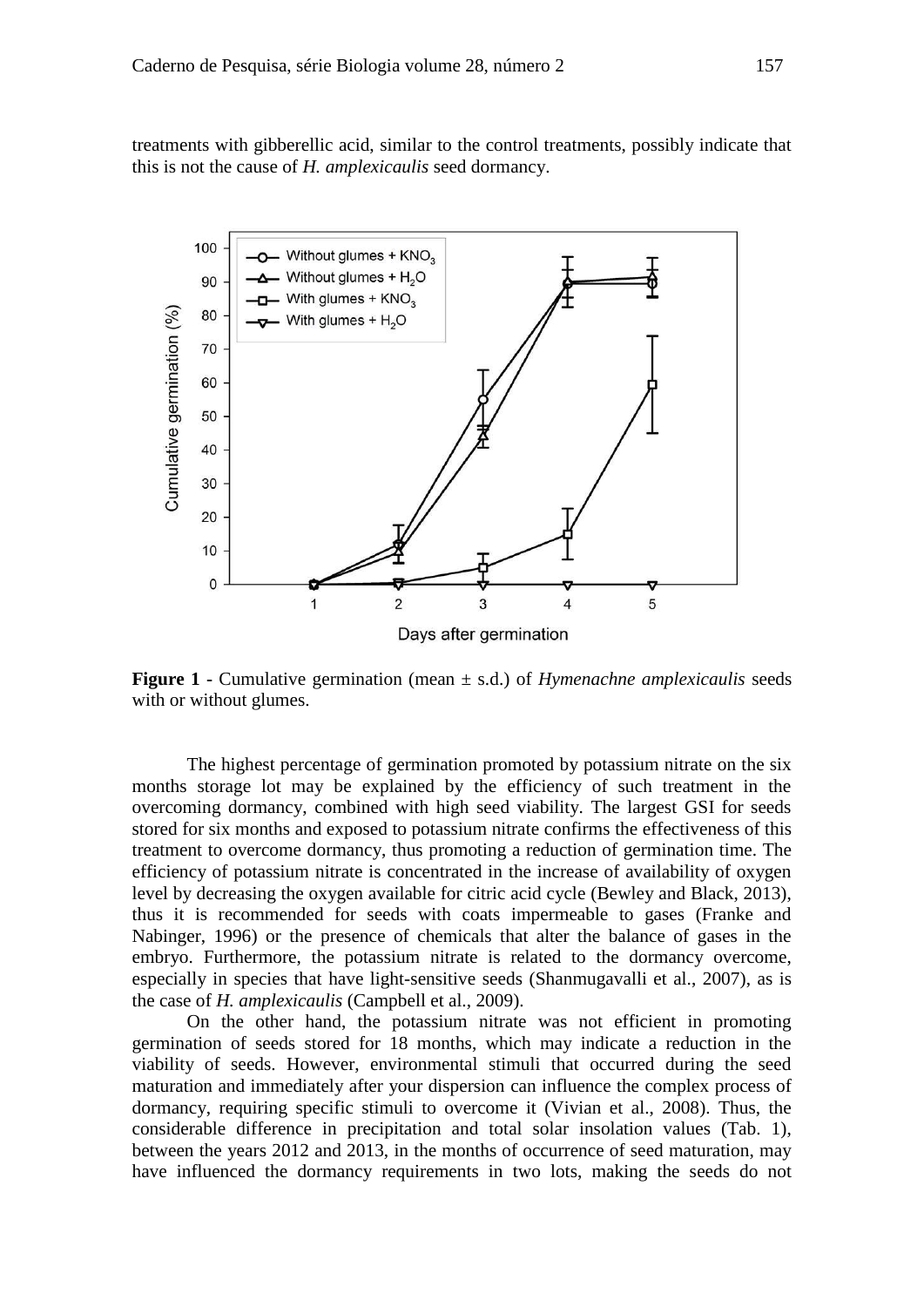treatments with gibberellic acid, similar to the control treatments, possibly indicate that this is not the cause of *H. amplexicaulis* seed dormancy.

**Figure 1** - Cumulative germination (mean ± s.d.) of *Hymenachne amplexicaulis* seeds with or without glumes.

The highest percentage of germination promoted by potassium nitrate on the six months storage lot may be explained by the efficiency of such treatment in the overcoming dormancy, combined with high seed viability. The largest GSI for seeds stored for six months and exposed to potassium nitrate confirms the effectiveness of this treatment to overcome dormancy, thus promoting a reduction of germination time. The efficiency of potassium nitrate is concentrated in the increase of availability of oxygen level by decreasing the oxygen available for citric acid cycle (Bewley and Black, 2013), thus it is recommended for seeds with coats impermeable to gases (Franke and Nabinger, 1996) or the presence of chemicals that alter the balance of gases in the embryo. Furthermore, the potassium nitrate is related to the dormancy overcome, especially in species that have light-sensitive seeds (Shanmugavalli et al., 2007), as is the case of *H. amplexicaulis* (Campbell et al., 2009).

On the other hand, the potassium nitrate was not efficient in promoting germination of seeds stored for 18 months, which may indicate a reduction in the viability of seeds. However, environmental stimuli that occurred during the seed maturation and immediately after your dispersion can influence the complex process of dormancy, requiring specific stimuli to overcome it (Vivian et al., 2008). Thus, the considerable difference in precipitation and total solar insolation values (Tab. 1), between the years 2012 and 2013, in the months of occurrence of seed maturation, may have influenced the dormancy requirements in two lots, making the seeds do not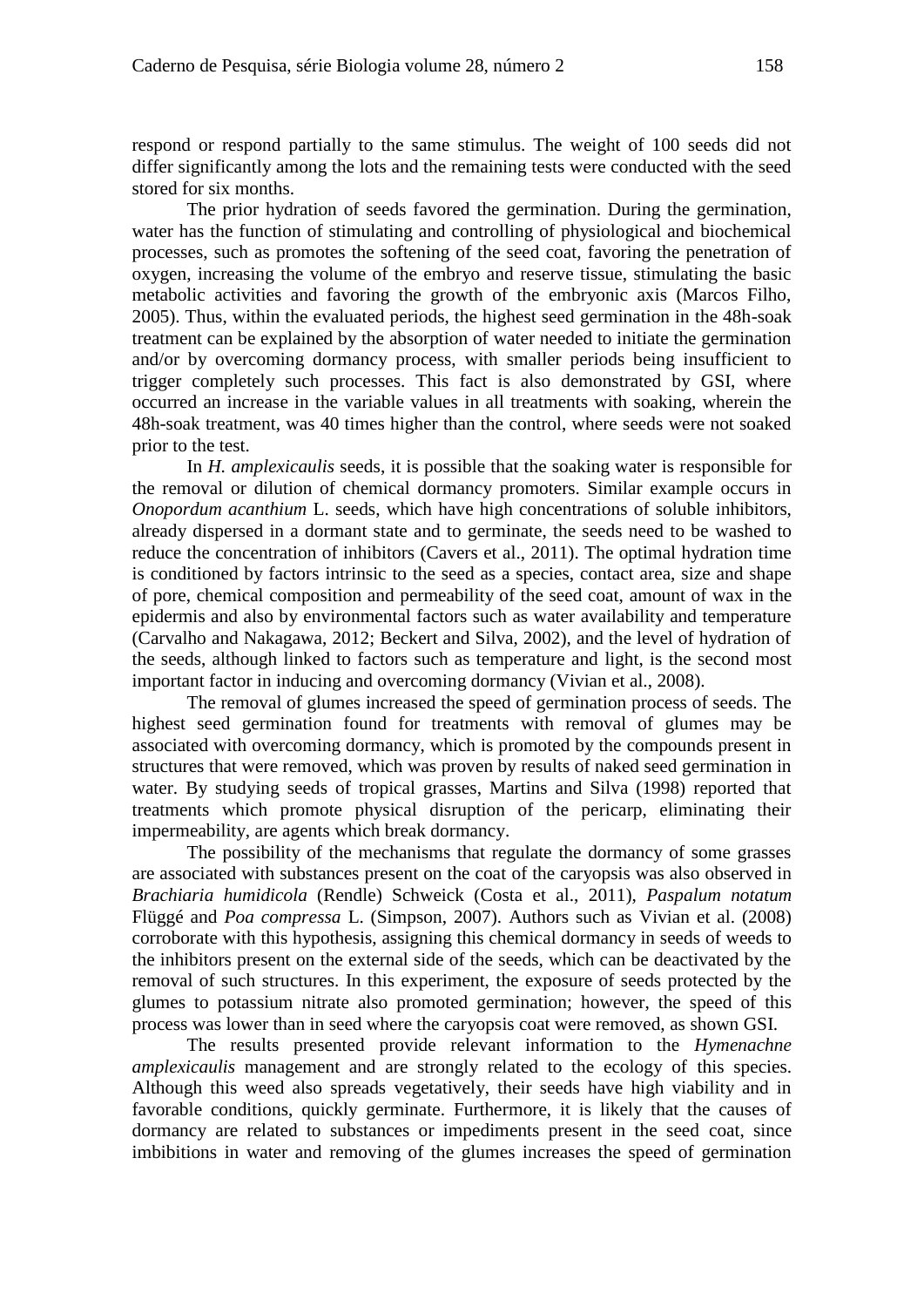respond or respond partially to the same stimulus. The weight of 100 seeds did not differ significantly among the lots and the remaining tests were conducted with the seed stored for six months.

The prior hydration of seeds favored the germination. During the germination, water has the function of stimulating and controlling of physiological and biochemical processes, such as promotes the softening of the seed coat, favoring the penetration of oxygen, increasing the volume of the embryo and reserve tissue, stimulating the basic metabolic activities and favoring the growth of the embryonic axis (Marcos Filho, 2005). Thus, within the evaluated periods, the highest seed germination in the 48h-soak treatment can be explained by the absorption of water needed to initiate the germination and/or by overcoming dormancy process, with smaller periods being insufficient to trigger completely such processes. This fact is also demonstrated by GSI, where occurred an increase in the variable values in all treatments with soaking, wherein the 48h-soak treatment, was 40 times higher than the control, where seeds were not soaked prior to the test.

In *H. amplexicaulis* seeds, it is possible that the soaking water is responsible for the removal or dilution of chemical dormancy promoters. Similar example occurs in *Onopordum acanthium* L. seeds, which have high concentrations of soluble inhibitors, already dispersed in a dormant state and to germinate, the seeds need to be washed to reduce the concentration of inhibitors (Cavers et al., 2011). The optimal hydration time is conditioned by factors intrinsic to the seed as a species, contact area, size and shape of pore, chemical composition and permeability of the seed coat, amount of wax in the epidermis and also by environmental factors such as water availability and temperature (Carvalho and Nakagawa, 2012; Beckert and Silva, 2002), and the level of hydration of the seeds, although linked to factors such as temperature and light, is the second most important factor in inducing and overcoming dormancy (Vivian et al., 2008).

The removal of glumes increased the speed of germination process of seeds. The highest seed germination found for treatments with removal of glumes may be associated with overcoming dormancy, which is promoted by the compounds present in structures that were removed, which was proven by results of naked seed germination in water. By studying seeds of tropical grasses, Martins and Silva (1998) reported that treatments which promote physical disruption of the pericarp, eliminating their impermeability, are agents which break dormancy.

The possibility of the mechanisms that regulate the dormancy of some grasses are associated with substances present on the coat of the caryopsis was also observed in *Brachiaria humidicola* (Rendle) Schweick (Costa et al., 2011), *Paspalum notatum* Flüggé and *Poa compressa* L. (Simpson, 2007). Authors such as Vivian et al. (2008) corroborate with this hypothesis, assigning this chemical dormancy in seeds of weeds to the inhibitors present on the external side of the seeds, which can be deactivated by the removal of such structures. In this experiment, the exposure of seeds protected by the glumes to potassium nitrate also promoted germination; however, the speed of this process was lower than in seed where the caryopsis coat were removed, as shown GSI.

The results presented provide relevant information to the *Hymenachne amplexicaulis* management and are strongly related to the ecology of this species. Although this weed also spreads vegetatively, their seeds have high viability and in favorable conditions, quickly germinate. Furthermore, it is likely that the causes of dormancy are related to substances or impediments present in the seed coat, since imbibitions in water and removing of the glumes increases the speed of germination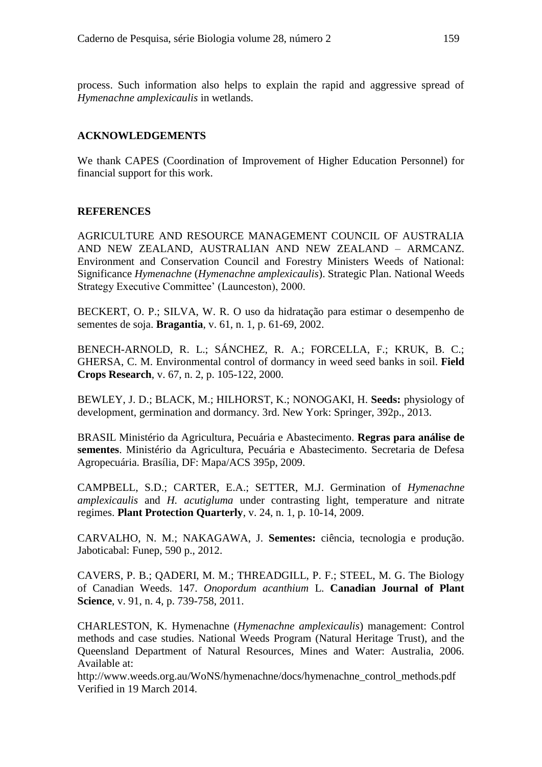process. Such information also helps to explain the rapid and aggressive spread of *Hymenachne amplexicaulis* in wetlands.

## ACKNOWLEDGEMENTS

We thank CAPES (Coordination of Improvement of Higher Education Personnel) for financial support for this work.

## REFERENCES

AGRICULTURE AND RESOURCE MANAGEMENT COUNCIL OF AUSTRALIA AND NEW ZEALAND, AUSTRALIAN AND NEW ZEALAND – ARMCANZ. Environment and Conservation Council and Forestry Ministers Weeds of National: Significance *Hymenachne* (*Hymenachne amplexicaulis*). Strategic Plan. National Weeds Strategy Executive Committee' (Launceston), 2000.

BECKERT, O. P.; SILVA, W. R. O uso da hidratação para estimar o desempenho de sementes de soja. **Bragantia**, v. 61, n. 1, p. 61-69, 2002.

BENECH-ARNOLD, R. L.; SÁNCHEZ, R. A.; FORCELLA, F.; KRUK, B. C.; GHERSA, C. M. Environmental control of dormancy in weed seed banks in soil. **Field Crops Research**, v. 67, n. 2, p. 105-122, 2000.

BEWLEY, J. D.; BLACK, M.; HILHORST, K.; NONOGAKI, H. **Seeds:** physiology of development, germination and dormancy. 3rd. New York: Springer, 392p., 2013.

BRASIL Ministério da Agricultura, Pecuária e Abastecimento. **Regras para análise de sementes**. Ministério da Agricultura, Pecuária e Abastecimento. Secretaria de Defesa Agropecuária. Brasília, DF: Mapa/ACS 395p, 2009.

CAMPBELL, S.D.; CARTER, E.A.; SETTER, M.J. Germination of *Hymenachne amplexicaulis* and *H. acutigluma* under contrasting light, temperature and nitrate regimes. **Plant Protection Quarterly**, v. 24, n. 1, p. 10-14, 2009.

CARVALHO, N. M.; NAKAGAWA, J. **Sementes:** ciência, tecnologia e produção. Jaboticabal: Funep, 590 p., 2012.

CAVERS, P. B.; QADERI, M. M.; THREADGILL, P. F.; STEEL, M. G. The Biology of Canadian Weeds. 147. *Onopordum acanthium* L. **Canadian Journal of Plant Science**, v. 91, n. 4, p. 739-758, 2011.

CHARLESTON, K. Hymenachne (*Hymenachne amplexicaulis*) management: Control methods and case studies. National Weeds Program (Natural Heritage Trust), and the Queensland Department of Natural Resources, Mines and Water: Australia, 2006. Available at:
http://www.weeds.org.au/WoNS/hymenachne/docs/hymenachne_control_methods.pdf
Verified in 19 March 2014.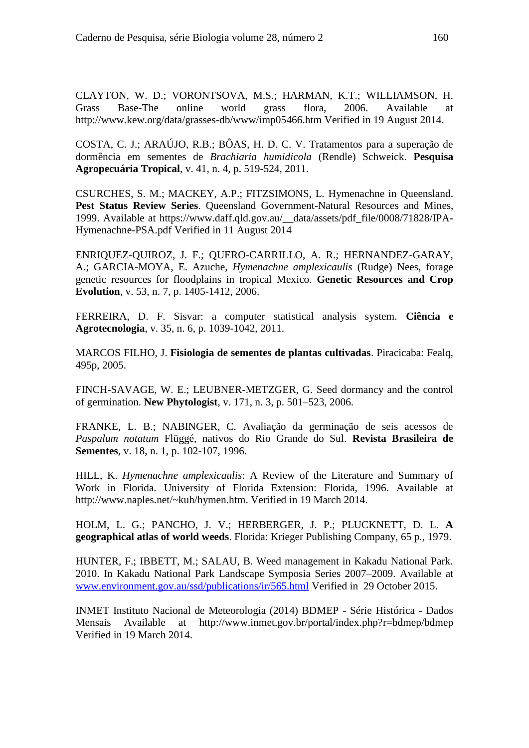CLAYTON, W. D.; VORONTSOVA, M.S.; HARMAN, K.T.; WILLIAMSON, H. Grass Base-The online world grass flora, 2006. Available at http://www.kew.org/data/grasses-db/www/imp05466.htm Verified in 19 August 2014.

COSTA, C. J.; ARAÚJO, R.B.; BÔAS, H. D. C. V. Tratamentos para a superação de dormência em sementes de *Brachiaria humidicola* (Rendle) Schweick. **Pesquisa Agropecuária Tropical**, v. 41, n. 4, p. 519-524, 2011.

CSURCHES, S. M.; MACKEY, A.P.; FITZSIMONS, L. Hymenachne in Queensland. **Pest Status Review Series**. Queensland Government-Natural Resources and Mines, 1999. Available at https://www.daff.qld.gov.au/__data/assets/pdf_file/0008/71828/IPA-Hymenachne-PSA.pdf Verified in 11 August 2014

ENRIQUEZ-QUIROZ, J. F.; QUERO-CARRILLO, A. R.; HERNANDEZ-GARAY, A.; GARCIA-MOYA, E. Azuche, *Hymenachne amplexicaulis* (Rudge) Nees, forage genetic resources for floodplains in tropical Mexico. **Genetic Resources and Crop Evolution**, v. 53, n. 7, p. 1405-1412, 2006.

FERREIRA, D. F. Sisvar: a computer statistical analysis system. **Ciência e Agrotecnologia**, v. 35, n. 6, p. 1039-1042, 2011.

MARCOS FILHO, J. **Fisiologia de sementes de plantas cultivadas**. Piracicaba: Fealq, 495p, 2005.

FINCH-SAVAGE, W. E.; LEUBNER-METZGER, G. Seed dormancy and the control of germination. **New Phytologist**, v. 171, n. 3, p. 501–523, 2006.

FRANKE, L. B.; NABINGER, C. Avaliação da germinação de seis acessos de *Paspalum notatum* Flüggé, nativos do Rio Grande do Sul. **Revista Brasileira de Sementes**, v. 18, n. 1, p. 102-107, 1996.

HILL, K. *Hymenachne amplexicaulis*: A Review of the Literature and Summary of Work in Florida. University of Florida Extension: Florida, 1996. Available at http://www.naples.net/~kuh/hymen.htm. Verified in 19 March 2014.

HOLM, L. G.; PANCHO, J. V.; HERBERGER, J. P.; PLUCKNETT, D. L. **A geographical atlas of world weeds**. Florida: Krieger Publishing Company, 65 p., 1979.

HUNTER, F.; IBBETT, M.; SALAU, B. Weed management in Kakadu National Park. 2010. In Kakadu National Park Landscape Symposia Series 2007–2009. Available at www.environment.gov.au/ssd/publications/ir/565.html Verified in 29 October 2015.

INMET Instituto Nacional de Meteorologia (2014) BDMEP - Série Histórica - Dados Mensais Available at http://www.inmet.gov.br/portal/index.php?r=bdmep/bdmep Verified in 19 March 2014.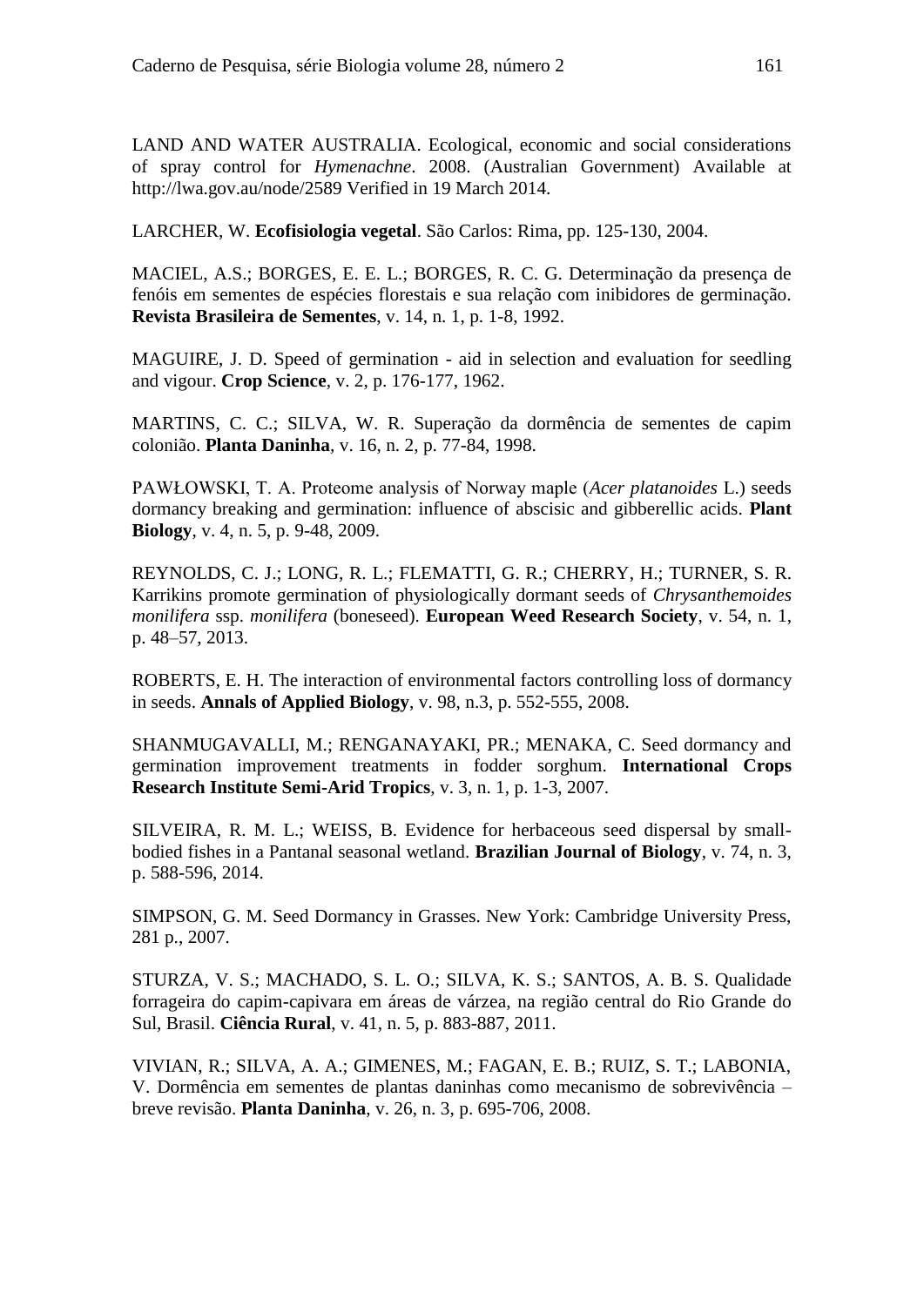LAND AND WATER AUSTRALIA. Ecological, economic and social considerations of spray control for *Hymenachne*. 2008. (Australian Government) Available at http://lwa.gov.au/node/2589 Verified in 19 March 2014.

LARCHER, W. **Ecofisiologia vegetal**. São Carlos: Rima, pp. 125-130, 2004.

MACIEL, A.S.; BORGES, E. E. L.; BORGES, R. C. G. Determinação da presença de fenóis em sementes de espécies florestais e sua relação com inibidores de germinação. **Revista Brasileira de Sementes**, v. 14, n. 1, p. 1-8, 1992.

MAGUIRE, J. D. Speed of germination - aid in selection and evaluation for seedling and vigour. **Crop Science**, v. 2, p. 176-177, 1962.

MARTINS, C. C.; SILVA, W. R. Superação da dormência de sementes de capim colonião. **Planta Daninha**, v. 16, n. 2, p. 77-84, 1998.

PAWŁOWSKI, T. A. Proteome analysis of Norway maple (*Acer platanoides* L.) seeds dormancy breaking and germination: influence of abscisic and gibberellic acids. **Plant Biology**, v. 4, n. 5, p. 9-48, 2009.

REYNOLDS, C. J.; LONG, R. L.; FLEMATTI, G. R.; CHERRY, H.; TURNER, S. R. Karrikins promote germination of physiologically dormant seeds of *Chrysanthemoides monilifera* ssp. *monilifera* (boneseed). **European Weed Research Society**, v. 54, n. 1, p. 48–57, 2013.

ROBERTS, E. H. The interaction of environmental factors controlling loss of dormancy in seeds. **Annals of Applied Biology**, v. 98, n.3, p. 552-555, 2008.

SHANMUGAVALLI, M.; RENGANAYAKI, PR.; MENAKA, C. Seed dormancy and germination improvement treatments in fodder sorghum. **International Crops Research Institute Semi-Arid Tropics**, v. 3, n. 1, p. 1-3, 2007.

SILVEIRA, R. M. L.; WEISS, B. Evidence for herbaceous seed dispersal by small-bodied fishes in a Pantanal seasonal wetland. **Brazilian Journal of Biology**, v. 74, n. 3, p. 588-596, 2014.

SIMPSON, G. M. Seed Dormancy in Grasses. New York: Cambridge University Press, 281 p., 2007.

STURZA, V. S.; MACHADO, S. L. O.; SILVA, K. S.; SANTOS, A. B. S. Qualidade forrageira do capim-capivara em áreas de várzea, na região central do Rio Grande do Sul, Brasil. **Ciência Rural**, v. 41, n. 5, p. 883-887, 2011.

VIVIAN, R.; SILVA, A. A.; GIMENES, M.; FAGAN, E. B.; RUIZ, S. T.; LABONIA, V. Dormência em sementes de plantas daninhas como mecanismo de sobrevivência – breve revisão. **Planta Daninha**, v. 26, n. 3, p. 695-706, 2008.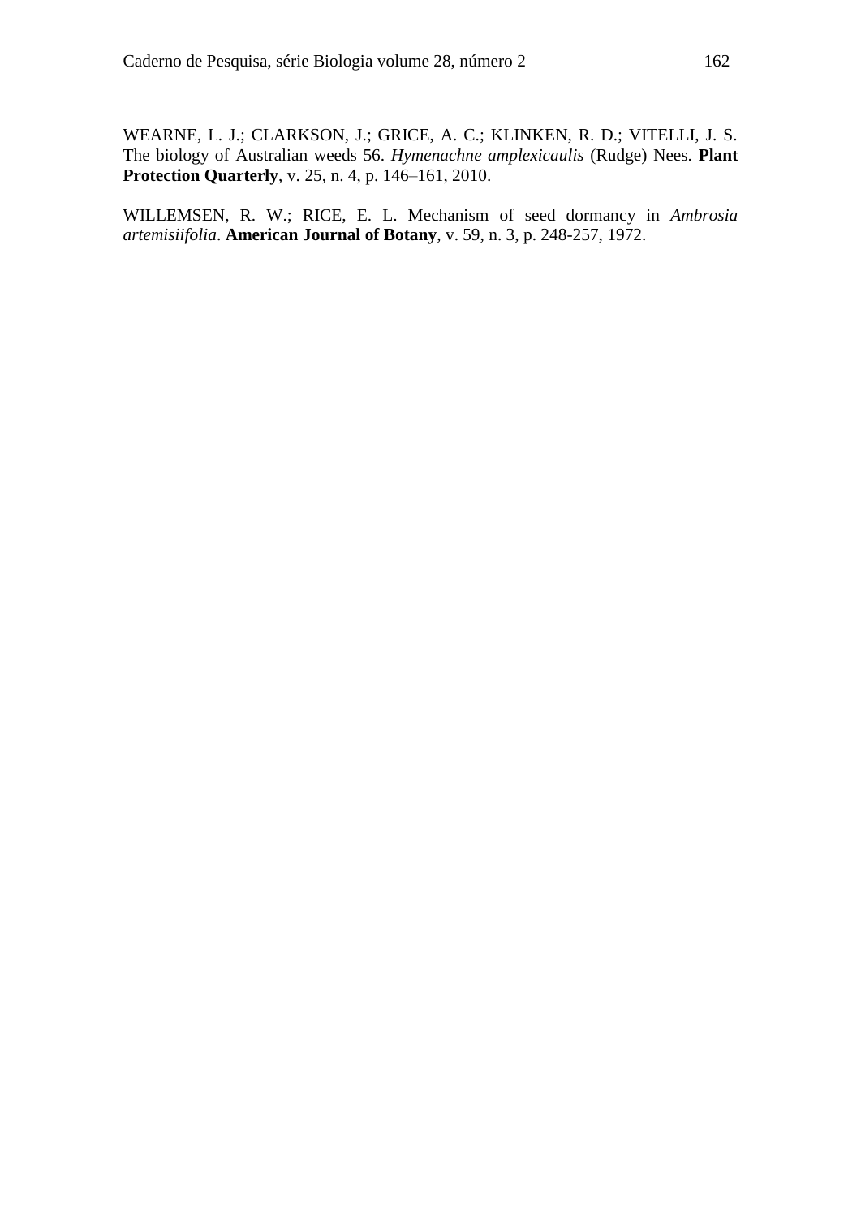WEARNE, L. J.; CLARKSON, J.; GRICE, A. C.; KLINKEN, R. D.; VITELLI, J. S. The biology of Australian weeds 56. *Hymenachne amplexicaulis* (Rudge) Nees. **Plant Protection Quarterly**, v. 25, n. 4, p. 146–161, 2010.

WILLEMSEN, R. W.; RICE, E. L. Mechanism of seed dormancy in *Ambrosia artemisiifolia*. **American Journal of Botany**, v. 59, n. 3, p. 248-257, 1972.